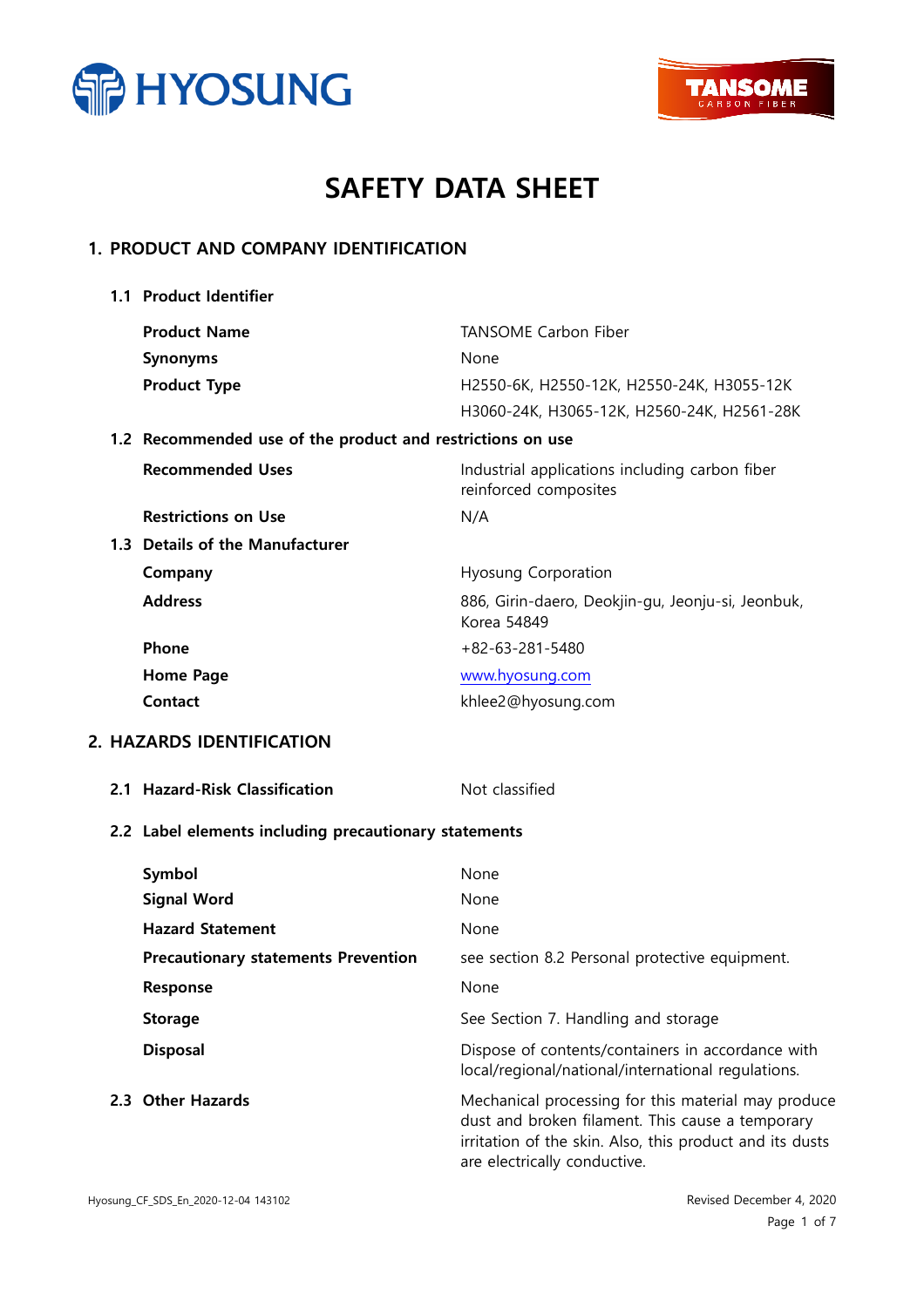HYOSUNG

TANSOME CARBON FIBER

# SAFETY DATA SHEET

## 1. PRODUCT AND COMPANY IDENTIFICATION

### 1.1 Product Identifier

| | |
|---|---|
| **Product Name** | TANSOME Carbon Fiber |
| **Synonyms** | None |
| **Product Type** | H2550-6K, H2550-12K, H2550-24K, H3055-12K<br>H3060-24K, H3065-12K, H2560-24K, H2561-28K |

### 1.2 Recommended use of the product and restrictions on use

| | |
|---|---|
| **Recommended Uses** | Industrial applications including carbon fiber reinforced composites |
| **Restrictions on Use** | N/A |

### 1.3 Details of the Manufacturer

| | |
|---|---|
| **Company** | Hyosung Corporation |
| **Address** | 886, Girin-daero, Deokjin-gu, Jeonju-si, Jeonbuk, Korea 54849 |
| **Phone** | +82-63-281-5480 |
| **Home Page** | www.hyosung.com |
| **Contact** | khlee2@hyosung.com |

## 2. HAZARDS IDENTIFICATION

### 2.1 Hazard-Risk Classification

Not classified

### 2.2 Label elements including precautionary statements

| | |
|---|---|
| **Symbol** | None |
| **Signal Word** | None |
| **Hazard Statement** | None |
| **Precautionary statements Prevention** | see section 8.2 Personal protective equipment. |
| **Response** | None |
| **Storage** | See Section 7. Handling and storage |
| **Disposal** | Dispose of contents/containers in accordance with local/regional/national/international regulations. |

### 2.3 Other Hazards

Mechanical processing for this material may produce dust and broken filament. This cause a temporary irritation of the skin. Also, this product and its dusts are electrically conductive.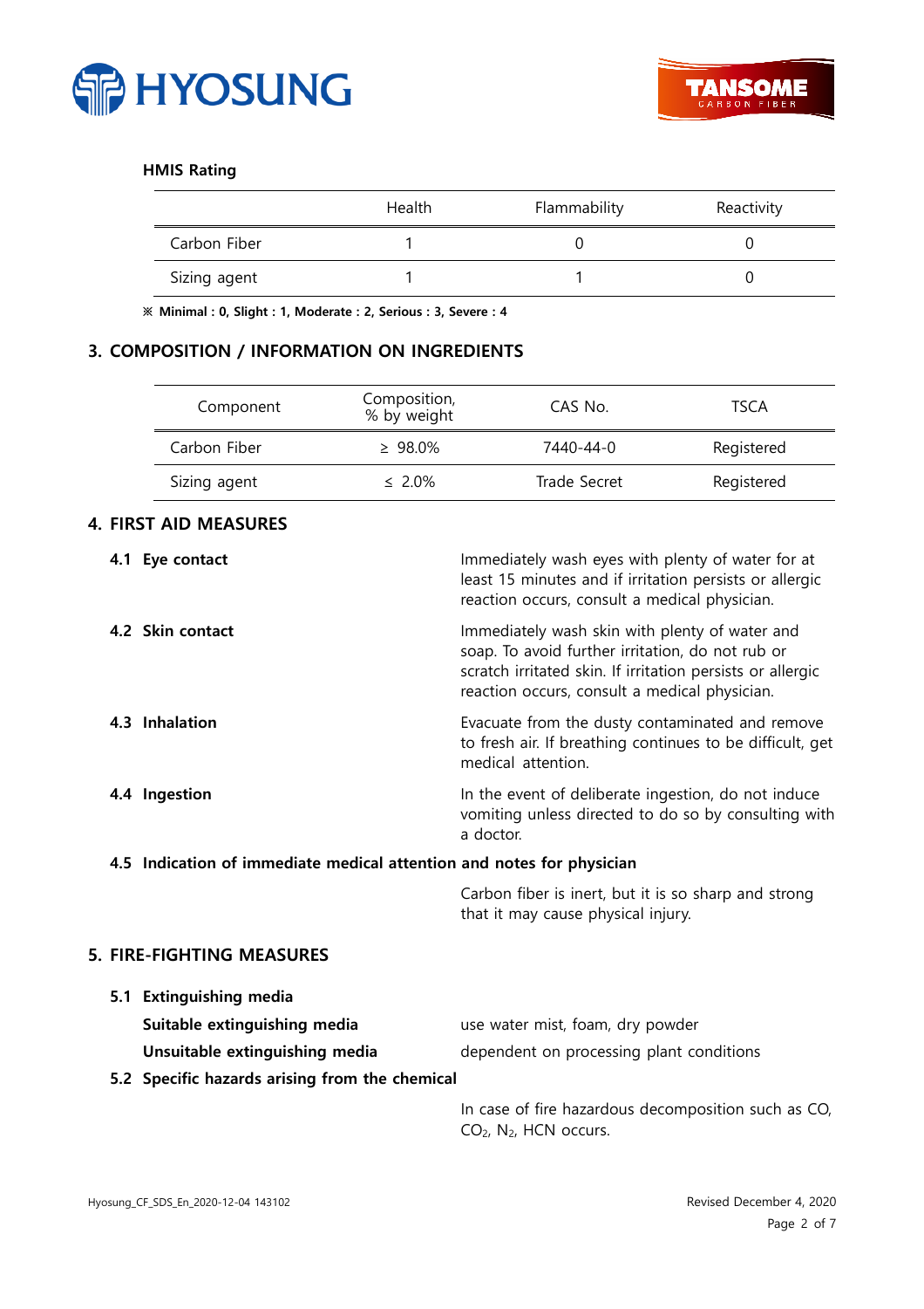**HMIS Rating**

| | Health | Flammability | Reactivity |
|---|---|---|---|
| Carbon Fiber | 1 | 0 | 0 |
| Sizing agent | 1 | 1 | 0 |

**※ Minimal : 0, Slight : 1, Moderate : 2, Serious : 3, Severe : 4**

## 3. COMPOSITION / INFORMATION ON INGREDIENTS

| Component | Composition, % by weight | CAS No. | TSCA |
|---|---|---|---|
| Carbon Fiber | ≥ 98.0% | 7440-44-0 | Registered |
| Sizing agent | ≤ 2.0% | Trade Secret | Registered |

## 4. FIRST AID MEASURES

**4.1 Eye contact**

Immediately wash eyes with plenty of water for at least 15 minutes and if irritation persists or allergic reaction occurs, consult a medical physician.

**4.2 Skin contact**

Immediately wash skin with plenty of water and soap. To avoid further irritation, do not rub or scratch irritated skin. If irritation persists or allergic reaction occurs, consult a medical physician.

**4.3 Inhalation**

Evacuate from the dusty contaminated and remove to fresh air. If breathing continues to be difficult, get medical attention.

**4.4 Ingestion**

In the event of deliberate ingestion, do not induce vomiting unless directed to do so by consulting with a doctor.

**4.5 Indication of immediate medical attention and notes for physician**

Carbon fiber is inert, but it is so sharp and strong that it may cause physical injury.

## 5. FIRE-FIGHTING MEASURES

**5.1 Extinguishing media**

**Suitable extinguishing media**: use water mist, foam, dry powder

**Unsuitable extinguishing media**: dependent on processing plant conditions

**5.2 Specific hazards arising from the chemical**

In case of fire hazardous decomposition such as CO, $CO_2$, $N_2$, HCN occurs.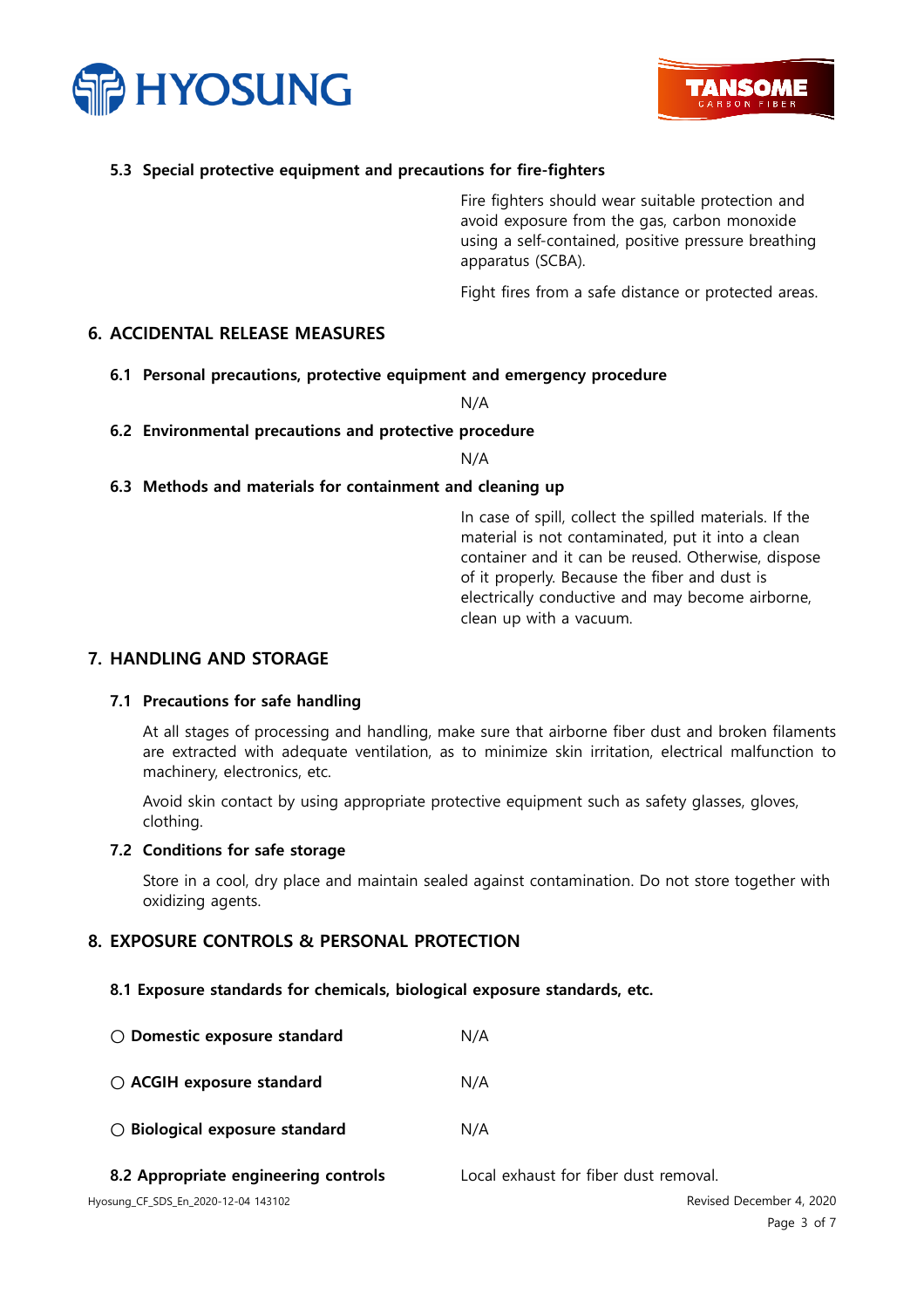**5.3 Special protective equipment and precautions for fire-fighters**

Fire fighters should wear suitable protection and avoid exposure from the gas, carbon monoxide using a self-contained, positive pressure breathing apparatus (SCBA).

Fight fires from a safe distance or protected areas.

## 6. ACCIDENTAL RELEASE MEASURES

**6.1 Personal precautions, protective equipment and emergency procedure**

N/A

**6.2 Environmental precautions and protective procedure**

N/A

**6.3 Methods and materials for containment and cleaning up**

In case of spill, collect the spilled materials. If the material is not contaminated, put it into a clean container and it can be reused. Otherwise, dispose of it properly. Because the fiber and dust is electrically conductive and may become airborne, clean up with a vacuum.

## 7. HANDLING AND STORAGE

**7.1 Precautions for safe handling**

At all stages of processing and handling, make sure that airborne fiber dust and broken filaments are extracted with adequate ventilation, as to minimize skin irritation, electrical malfunction to machinery, electronics, etc.

Avoid skin contact by using appropriate protective equipment such as safety glasses, gloves, clothing.

**7.2 Conditions for safe storage**

Store in a cool, dry place and maintain sealed against contamination. Do not store together with oxidizing agents.

## 8. EXPOSURE CONTROLS & PERSONAL PROTECTION

**8.1 Exposure standards for chemicals, biological exposure standards, etc.**

○ **Domestic exposure standard** N/A

○ **ACGIH exposure standard** N/A

○ **Biological exposure standard** N/A

**8.2 Appropriate engineering controls** Local exhaust for fiber dust removal.

Hyosung_CF_SDS_En_2020-12-04 143102 Revised December 4, 2020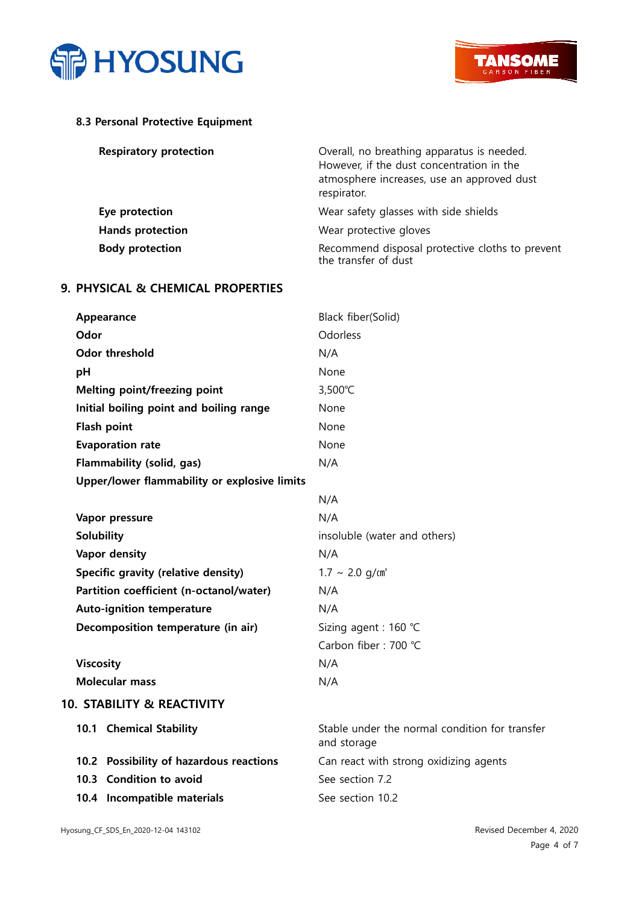### 8.3 Personal Protective Equipment

| | |
|---|---|
| **Respiratory protection** | Overall, no breathing apparatus is needed. However, if the dust concentration in the atmosphere increases, use an approved dust respirator. |
| **Eye protection** | Wear safety glasses with side shields |
| **Hands protection** | Wear protective gloves |
| **Body protection** | Recommend disposal protective cloths to prevent the transfer of dust |

## 9. PHYSICAL & CHEMICAL PROPERTIES

| | |
|---|---|
| **Appearance** | Black fiber(Solid) |
| **Odor** | Odorless |
| **Odor threshold** | N/A |
| **pH** | None |
| **Melting point/freezing point** | 3,500℃ |
| **Initial boiling point and boiling range** | None |
| **Flash point** | None |
| **Evaporation rate** | None |
| **Flammability (solid, gas)** | N/A |
| **Upper/lower flammability or explosive limits** | N/A |
| **Vapor pressure** | N/A |
| **Solubility** | insoluble (water and others) |
| **Vapor density** | N/A |
| **Specific gravity (relative density)** | 1.7 ~ 2.0 g/㎤ |
| **Partition coefficient (n-octanol/water)** | N/A |
| **Auto-ignition temperature** | N/A |
| **Decomposition temperature (in air)** | Sizing agent : 160 ℃<br>Carbon fiber : 700 ℃ |
| **Viscosity** | N/A |
| **Molecular mass** | N/A |

## 10. STABILITY & REACTIVITY

| | |
|---|---|
| **10.1 Chemical Stability** | Stable under the normal condition for transfer and storage |
| **10.2 Possibility of hazardous reactions** | Can react with strong oxidizing agents |
| **10.3 Condition to avoid** | See section 7.2 |
| **10.4 Incompatible materials** | See section 10.2 |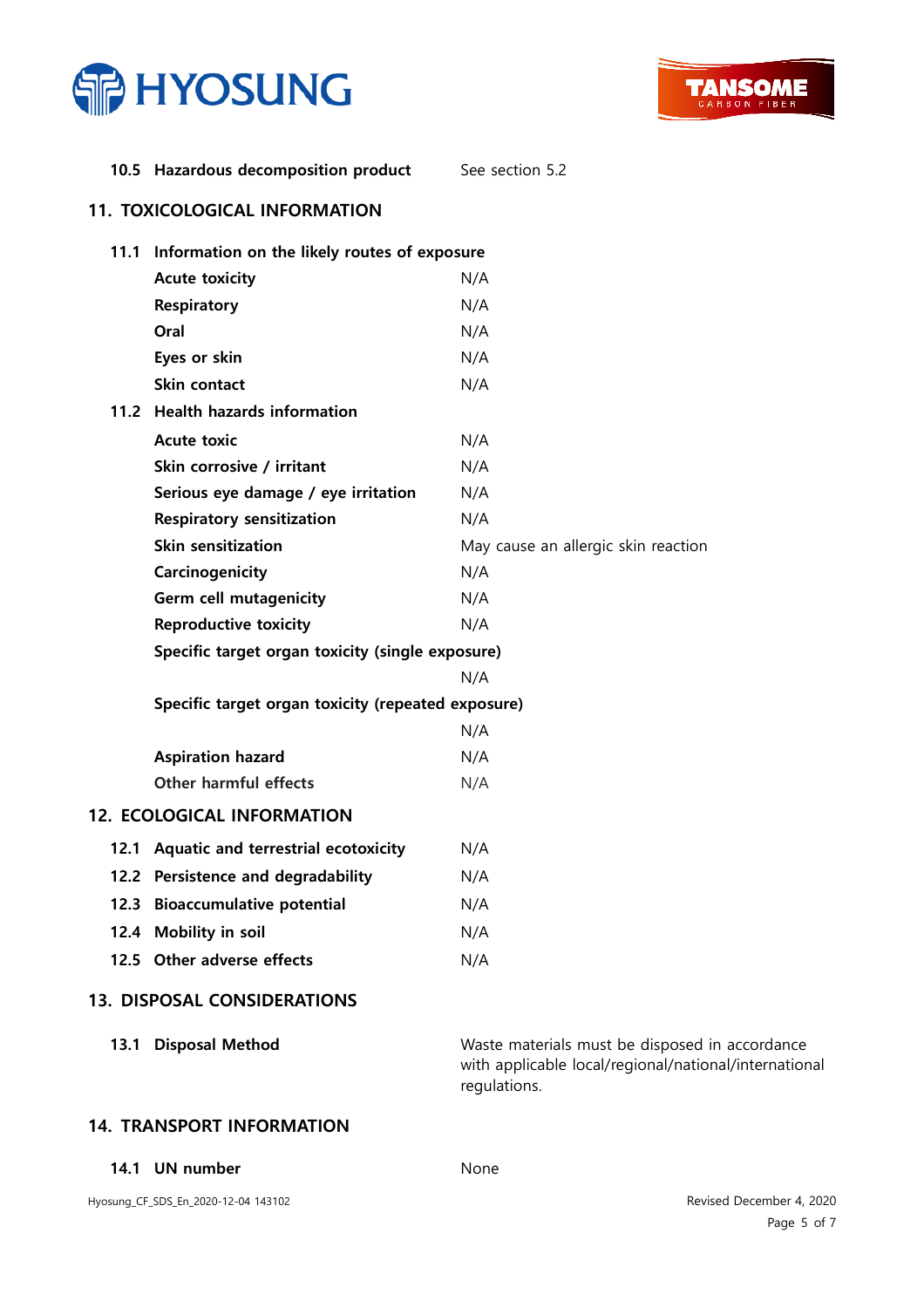| | |
|---|---|
| **10.5 Hazardous decomposition product** | See section 5.2 |

## 11. TOXICOLOGICAL INFORMATION

### 11.1 Information on the likely routes of exposure

| | |
|---|---|
| **Acute toxicity** | N/A |
| **Respiratory** | N/A |
| **Oral** | N/A |
| **Eyes or skin** | N/A |
| **Skin contact** | N/A |

### 11.2 Health hazards information

| | |
|---|---|
| **Acute toxic** | N/A |
| **Skin corrosive / irritant** | N/A |
| **Serious eye damage / eye irritation** | N/A |
| **Respiratory sensitization** | N/A |
| **Skin sensitization** | May cause an allergic skin reaction |
| **Carcinogenicity** | N/A |
| **Germ cell mutagenicity** | N/A |
| **Reproductive toxicity** | N/A |
| **Specific target organ toxicity (single exposure)** | N/A |
| **Specific target organ toxicity (repeated exposure)** | N/A |
| **Aspiration hazard** | N/A |
| **Other harmful effects** | N/A |

## 12. ECOLOGICAL INFORMATION

| | |
|---|---|
| **12.1 Aquatic and terrestrial ecotoxicity** | N/A |
| **12.2 Persistence and degradability** | N/A |
| **12.3 Bioaccumulative potential** | N/A |
| **12.4 Mobility in soil** | N/A |
| **12.5 Other adverse effects** | N/A |

## 13. DISPOSAL CONSIDERATIONS

| | |
|---|---|
| **13.1 Disposal Method** | Waste materials must be disposed in accordance with applicable local/regional/national/international regulations. |

## 14. TRANSPORT INFORMATION

| | |
|---|---|
| **14.1 UN number** | None |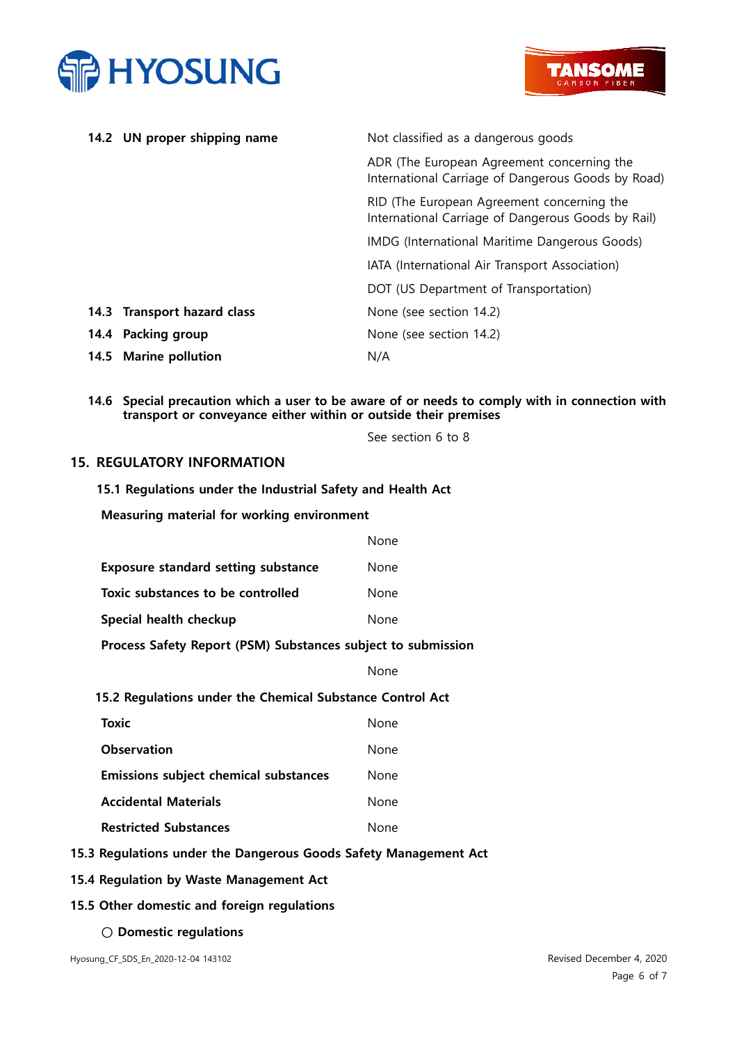| | |
|---|---|
| **14.2 UN proper shipping name** | Not classified as a dangerous goods |
| | ADR (The European Agreement concerning the International Carriage of Dangerous Goods by Road) |
| | RID (The European Agreement concerning the International Carriage of Dangerous Goods by Rail) |
| | IMDG (International Maritime Dangerous Goods) |
| | IATA (International Air Transport Association) |
| | DOT (US Department of Transportation) |
| **14.3 Transport hazard class** | None (see section 14.2) |
| **14.4 Packing group** | None (see section 14.2) |
| **14.5 Marine pollution** | N/A |

**14.6 Special precaution which a user to be aware of or needs to comply with in connection with transport or conveyance either within or outside their premises**

See section 6 to 8

## 15. REGULATORY INFORMATION

### 15.1 Regulations under the Industrial Safety and Health Act

**Measuring material for working environment**

None

| | |
|---|---|
| **Exposure standard setting substance** | None |
| **Toxic substances to be controlled** | None |
| **Special health checkup** | None |

**Process Safety Report (PSM) Substances subject to submission**

None

### 15.2 Regulations under the Chemical Substance Control Act

| | |
|---|---|
| **Toxic** | None |
| **Observation** | None |
| **Emissions subject chemical substances** | None |
| **Accidental Materials** | None |
| **Restricted Substances** | None |

### 15.3 Regulations under the Dangerous Goods Safety Management Act

### 15.4 Regulation by Waste Management Act

### 15.5 Other domestic and foreign regulations

○ **Domestic regulations**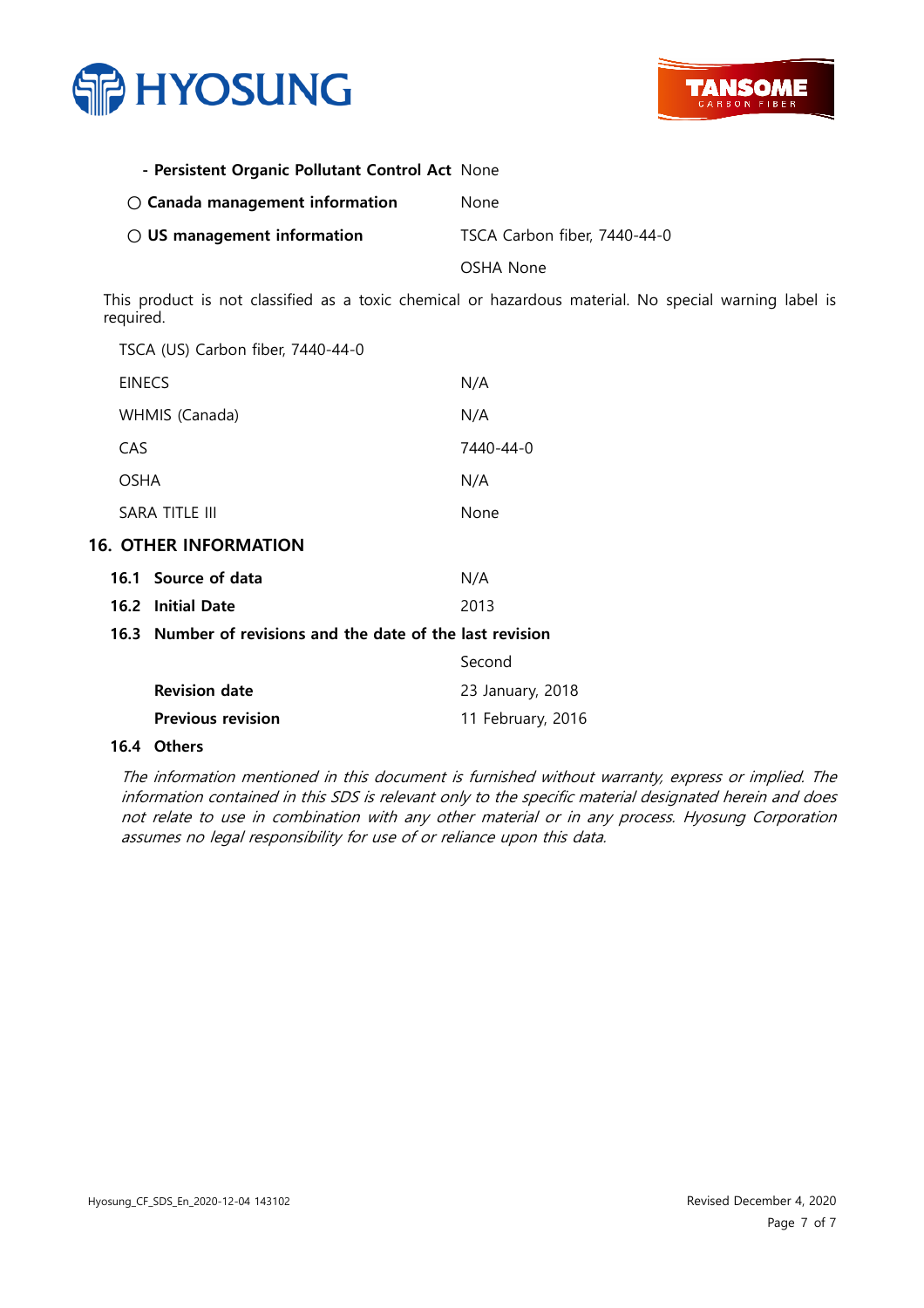- **Persistent Organic Pollutant Control Act** None

○ **Canada management information** None

○ **US management information** TSCA Carbon fiber, 7440-44-0

OSHA None

This product is not classified as a toxic chemical or hazardous material. No special warning label is required.

TSCA (US) Carbon fiber, 7440-44-0

| | |
|---|---|
| EINECS | N/A |
| WHMIS (Canada) | N/A |
| CAS | 7440-44-0 |
| OSHA | N/A |
| SARA TITLE III | None |

## 16. OTHER INFORMATION

**16.1 Source of data** N/A

**16.2 Initial Date** 2013

**16.3 Number of revisions and the date of the last revision**

Second

**Revision date** 23 January, 2018

**Previous revision** 11 February, 2016

**16.4 Others**

*The information mentioned in this document is furnished without warranty, express or implied. The information contained in this SDS is relevant only to the specific material designated herein and does not relate to use in combination with any other material or in any process. Hyosung Corporation assumes no legal responsibility for use of or reliance upon this data.*